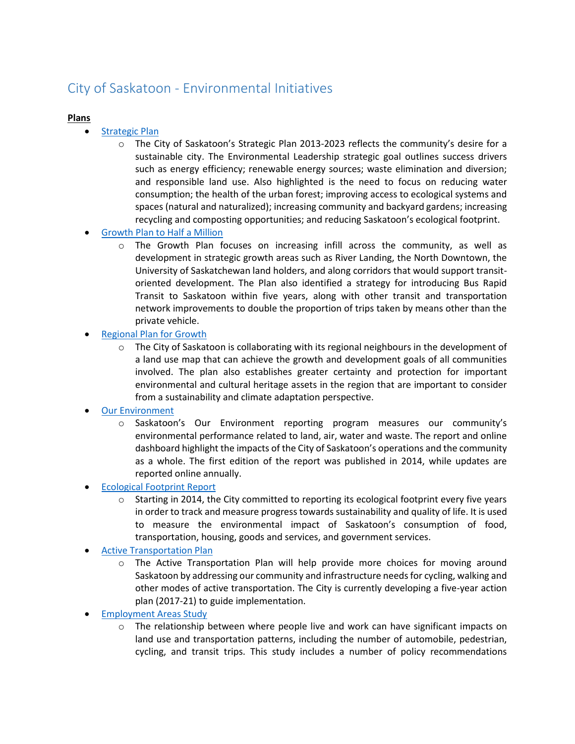# City of Saskatoon - Environmental Initiatives

**Plans**

- Strategic Plan
  - The City of Saskatoon's Strategic Plan 2013-2023 reflects the community's desire for a sustainable city. The Environmental Leadership strategic goal outlines success drivers such as energy efficiency; renewable energy sources; waste elimination and diversion; and responsible land use. Also highlighted is the need to focus on reducing water consumption; the health of the urban forest; improving access to ecological systems and spaces (natural and naturalized); increasing community and backyard gardens; increasing recycling and composting opportunities; and reducing Saskatoon's ecological footprint.
- Growth Plan to Half a Million
  - The Growth Plan focuses on increasing infill across the community, as well as development in strategic growth areas such as River Landing, the North Downtown, the University of Saskatchewan land holders, and along corridors that would support transit-oriented development. The Plan also identified a strategy for introducing Bus Rapid Transit to Saskatoon within five years, along with other transit and transportation network improvements to double the proportion of trips taken by means other than the private vehicle.
- Regional Plan for Growth
  - The City of Saskatoon is collaborating with its regional neighbours in the development of a land use map that can achieve the growth and development goals of all communities involved. The plan also establishes greater certainty and protection for important environmental and cultural heritage assets in the region that are important to consider from a sustainability and climate adaptation perspective.
- Our Environment
  - Saskatoon's Our Environment reporting program measures our community's environmental performance related to land, air, water and waste. The report and online dashboard highlight the impacts of the City of Saskatoon's operations and the community as a whole. The first edition of the report was published in 2014, while updates are reported online annually.
- Ecological Footprint Report
  - Starting in 2014, the City committed to reporting its ecological footprint every five years in order to track and measure progress towards sustainability and quality of life. It is used to measure the environmental impact of Saskatoon's consumption of food, transportation, housing, goods and services, and government services.
- Active Transportation Plan
  - The Active Transportation Plan will help provide more choices for moving around Saskatoon by addressing our community and infrastructure needs for cycling, walking and other modes of active transportation. The City is currently developing a five-year action plan (2017-21) to guide implementation.
- Employment Areas Study
  - The relationship between where people live and work can have significant impacts on land use and transportation patterns, including the number of automobile, pedestrian, cycling, and transit trips. This study includes a number of policy recommendations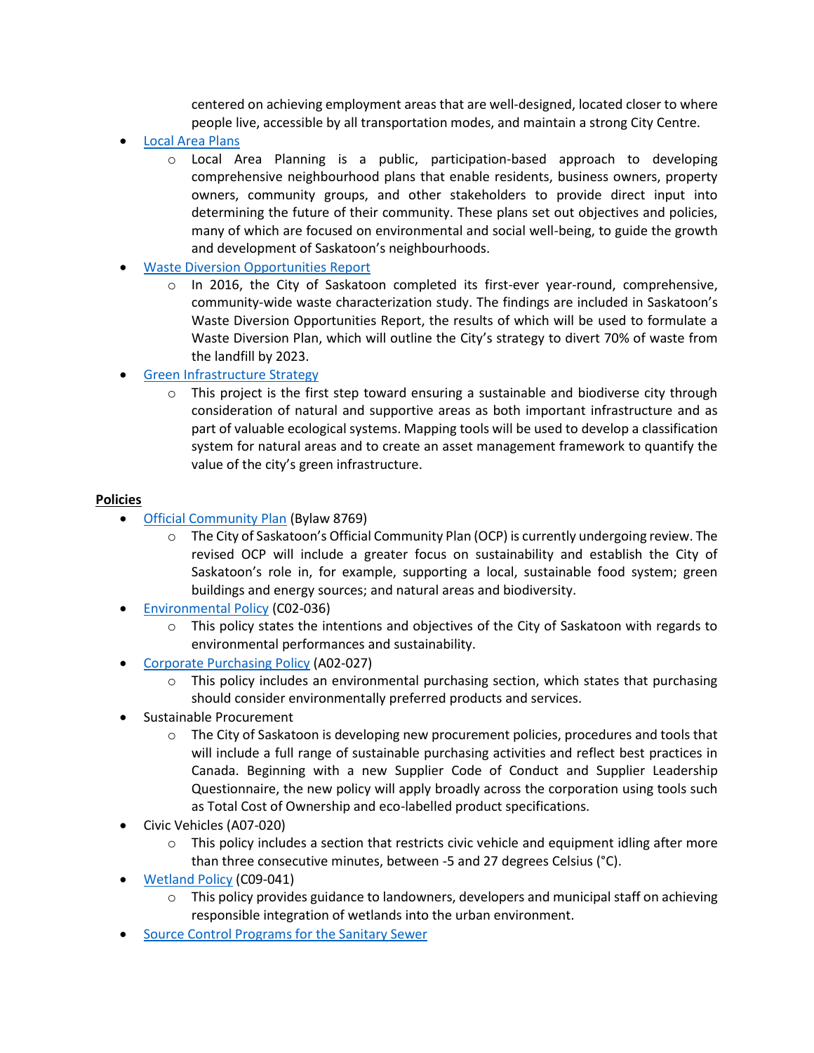centered on achieving employment areas that are well-designed, located closer to where people live, accessible by all transportation modes, and maintain a strong City Centre.

- [Local Area Plans]()
    - Local Area Planning is a public, participation-based approach to developing comprehensive neighbourhood plans that enable residents, business owners, property owners, community groups, and other stakeholders to provide direct input into determining the future of their community. These plans set out objectives and policies, many of which are focused on environmental and social well-being, to guide the growth and development of Saskatoon's neighbourhoods.
- [Waste Diversion Opportunities Report]()
    - In 2016, the City of Saskatoon completed its first-ever year-round, comprehensive, community-wide waste characterization study. The findings are included in Saskatoon's Waste Diversion Opportunities Report, the results of which will be used to formulate a Waste Diversion Plan, which will outline the City's strategy to divert 70% of waste from the landfill by 2023.
- [Green Infrastructure Strategy]()
    - This project is the first step toward ensuring a sustainable and biodiverse city through consideration of natural and supportive areas as both important infrastructure and as part of valuable ecological systems. Mapping tools will be used to develop a classification system for natural areas and to create an asset management framework to quantify the value of the city's green infrastructure.

**Policies**

- [Official Community Plan]() (Bylaw 8769)
    - The City of Saskatoon's Official Community Plan (OCP) is currently undergoing review. The revised OCP will include a greater focus on sustainability and establish the City of Saskatoon's role in, for example, supporting a local, sustainable food system; green buildings and energy sources; and natural areas and biodiversity.
- [Environmental Policy]() (C02-036)
    - This policy states the intentions and objectives of the City of Saskatoon with regards to environmental performances and sustainability.
- [Corporate Purchasing Policy]() (A02-027)
    - This policy includes an environmental purchasing section, which states that purchasing should consider environmentally preferred products and services.
- Sustainable Procurement
    - The City of Saskatoon is developing new procurement policies, procedures and tools that will include a full range of sustainable purchasing activities and reflect best practices in Canada. Beginning with a new Supplier Code of Conduct and Supplier Leadership Questionnaire, the new policy will apply broadly across the corporation using tools such as Total Cost of Ownership and eco-labelled product specifications.
- Civic Vehicles (A07-020)
    - This policy includes a section that restricts civic vehicle and equipment idling after more than three consecutive minutes, between -5 and 27 degrees Celsius (°C).
- [Wetland Policy]() (C09-041)
    - This policy provides guidance to landowners, developers and municipal staff on achieving responsible integration of wetlands into the urban environment.
- [Source Control Programs for the Sanitary Sewer]()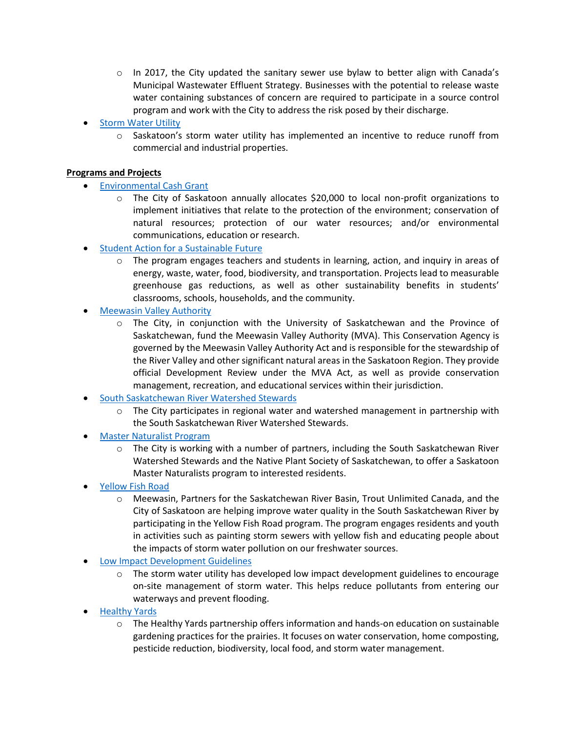- In 2017, the City updated the sanitary sewer use bylaw to better align with Canada's Municipal Wastewater Effluent Strategy. Businesses with the potential to release waste water containing substances of concern are required to participate in a source control program and work with the City to address the risk posed by their discharge.
- Storm Water Utility
  - Saskatoon's storm water utility has implemented an incentive to reduce runoff from commercial and industrial properties.

**Programs and Projects**

- Environmental Cash Grant
  - The City of Saskatoon annually allocates $20,000 to local non-profit organizations to implement initiatives that relate to the protection of the environment; conservation of natural resources; protection of our water resources; and/or environmental communications, education or research.
- Student Action for a Sustainable Future
  - The program engages teachers and students in learning, action, and inquiry in areas of energy, waste, water, food, biodiversity, and transportation. Projects lead to measurable greenhouse gas reductions, as well as other sustainability benefits in students' classrooms, schools, households, and the community.
- Meewasin Valley Authority
  - The City, in conjunction with the University of Saskatchewan and the Province of Saskatchewan, fund the Meewasin Valley Authority (MVA). This Conservation Agency is governed by the Meewasin Valley Authority Act and is responsible for the stewardship of the River Valley and other significant natural areas in the Saskatoon Region. They provide official Development Review under the MVA Act, as well as provide conservation management, recreation, and educational services within their jurisdiction.
- South Saskatchewan River Watershed Stewards
  - The City participates in regional water and watershed management in partnership with the South Saskatchewan River Watershed Stewards.
- Master Naturalist Program
  - The City is working with a number of partners, including the South Saskatchewan River Watershed Stewards and the Native Plant Society of Saskatchewan, to offer a Saskatoon Master Naturalists program to interested residents.
- Yellow Fish Road
  - Meewasin, Partners for the Saskatchewan River Basin, Trout Unlimited Canada, and the City of Saskatoon are helping improve water quality in the South Saskatchewan River by participating in the Yellow Fish Road program. The program engages residents and youth in activities such as painting storm sewers with yellow fish and educating people about the impacts of storm water pollution on our freshwater sources.
- Low Impact Development Guidelines
  - The storm water utility has developed low impact development guidelines to encourage on-site management of storm water. This helps reduce pollutants from entering our waterways and prevent flooding.
- Healthy Yards
  - The Healthy Yards partnership offers information and hands-on education on sustainable gardening practices for the prairies. It focuses on water conservation, home composting, pesticide reduction, biodiversity, local food, and storm water management.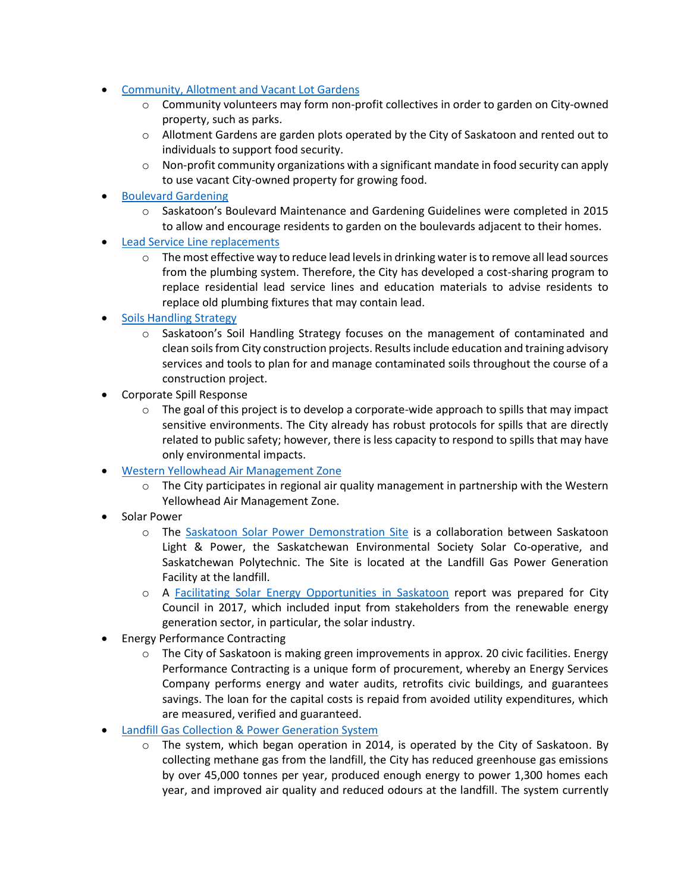- Community, Allotment and Vacant Lot Gardens
    - Community volunteers may form non-profit collectives in order to garden on City-owned property, such as parks.
    - Allotment Gardens are garden plots operated by the City of Saskatoon and rented out to individuals to support food security.
    - Non-profit community organizations with a significant mandate in food security can apply to use vacant City-owned property for growing food.
- Boulevard Gardening
    - Saskatoon's Boulevard Maintenance and Gardening Guidelines were completed in 2015 to allow and encourage residents to garden on the boulevards adjacent to their homes.
- Lead Service Line replacements
    - The most effective way to reduce lead levels in drinking water is to remove all lead sources from the plumbing system. Therefore, the City has developed a cost-sharing program to replace residential lead service lines and education materials to advise residents to replace old plumbing fixtures that may contain lead.
- Soils Handling Strategy
    - Saskatoon's Soil Handling Strategy focuses on the management of contaminated and clean soils from City construction projects. Results include education and training advisory services and tools to plan for and manage contaminated soils throughout the course of a construction project.
- Corporate Spill Response
    - The goal of this project is to develop a corporate-wide approach to spills that may impact sensitive environments. The City already has robust protocols for spills that are directly related to public safety; however, there is less capacity to respond to spills that may have only environmental impacts.
- Western Yellowhead Air Management Zone
    - The City participates in regional air quality management in partnership with the Western Yellowhead Air Management Zone.
- Solar Power
    - The Saskatoon Solar Power Demonstration Site is a collaboration between Saskatoon Light & Power, the Saskatchewan Environmental Society Solar Co-operative, and Saskatchewan Polytechnic. The Site is located at the Landfill Gas Power Generation Facility at the landfill.
    - A Facilitating Solar Energy Opportunities in Saskatoon report was prepared for City Council in 2017, which included input from stakeholders from the renewable energy generation sector, in particular, the solar industry.
- Energy Performance Contracting
    - The City of Saskatoon is making green improvements in approx. 20 civic facilities. Energy Performance Contracting is a unique form of procurement, whereby an Energy Services Company performs energy and water audits, retrofits civic buildings, and guarantees savings. The loan for the capital costs is repaid from avoided utility expenditures, which are measured, verified and guaranteed.
- Landfill Gas Collection & Power Generation System
    - The system, which began operation in 2014, is operated by the City of Saskatoon. By collecting methane gas from the landfill, the City has reduced greenhouse gas emissions by over 45,000 tonnes per year, produced enough energy to power 1,300 homes each year, and improved air quality and reduced odours at the landfill. The system currently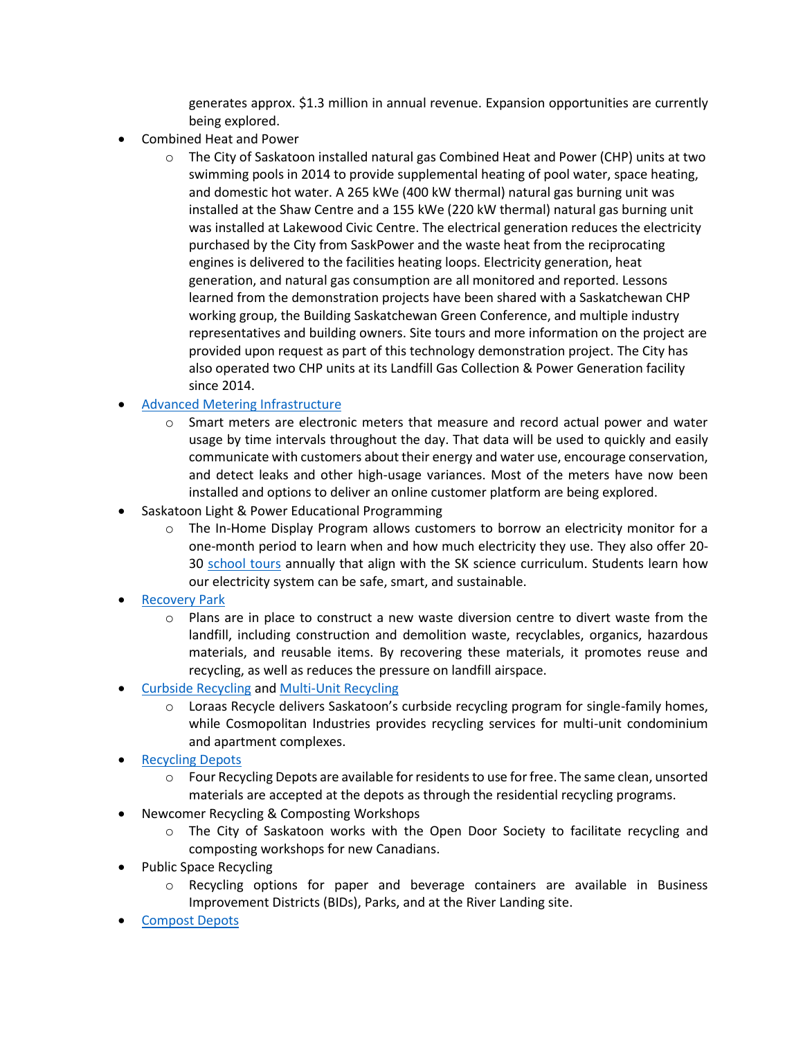generates approx. $1.3 million in annual revenue. Expansion opportunities are currently being explored.

- Combined Heat and Power
  - The City of Saskatoon installed natural gas Combined Heat and Power (CHP) units at two swimming pools in 2014 to provide supplemental heating of pool water, space heating, and domestic hot water. A 265 kWe (400 kW thermal) natural gas burning unit was installed at the Shaw Centre and a 155 kWe (220 kW thermal) natural gas burning unit was installed at Lakewood Civic Centre. The electrical generation reduces the electricity purchased by the City from SaskPower and the waste heat from the reciprocating engines is delivered to the facilities heating loops. Electricity generation, heat generation, and natural gas consumption are all monitored and reported. Lessons learned from the demonstration projects have been shared with a Saskatchewan CHP working group, the Building Saskatchewan Green Conference, and multiple industry representatives and building owners. Site tours and more information on the project are provided upon request as part of this technology demonstration project. The City has also operated two CHP units at its Landfill Gas Collection & Power Generation facility since 2014.
- Advanced Metering Infrastructure
  - Smart meters are electronic meters that measure and record actual power and water usage by time intervals throughout the day. That data will be used to quickly and easily communicate with customers about their energy and water use, encourage conservation, and detect leaks and other high-usage variances. Most of the meters have now been installed and options to deliver an online customer platform are being explored.
- Saskatoon Light & Power Educational Programming
  - The In-Home Display Program allows customers to borrow an electricity monitor for a one-month period to learn when and how much electricity they use. They also offer 20-30 school tours annually that align with the SK science curriculum. Students learn how our electricity system can be safe, smart, and sustainable.
- Recovery Park
  - Plans are in place to construct a new waste diversion centre to divert waste from the landfill, including construction and demolition waste, recyclables, organics, hazardous materials, and reusable items. By recovering these materials, it promotes reuse and recycling, as well as reduces the pressure on landfill airspace.
- Curbside Recycling and Multi-Unit Recycling
  - Loraas Recycle delivers Saskatoon's curbside recycling program for single-family homes, while Cosmopolitan Industries provides recycling services for multi-unit condominium and apartment complexes.
- Recycling Depots
  - Four Recycling Depots are available for residents to use for free. The same clean, unsorted materials are accepted at the depots as through the residential recycling programs.
- Newcomer Recycling & Composting Workshops
  - The City of Saskatoon works with the Open Door Society to facilitate recycling and composting workshops for new Canadians.
- Public Space Recycling
  - Recycling options for paper and beverage containers are available in Business Improvement Districts (BIDs), Parks, and at the River Landing site.
- Compost Depots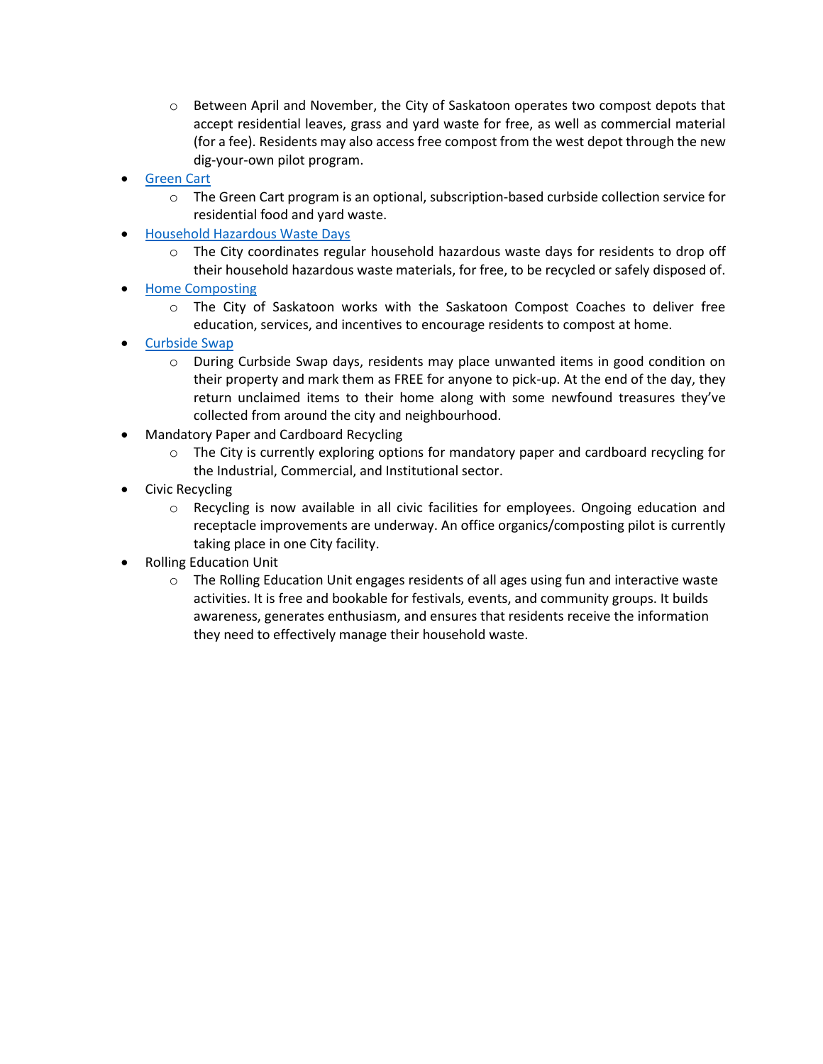- Between April and November, the City of Saskatoon operates two compost depots that accept residential leaves, grass and yard waste for free, as well as commercial material (for a fee). Residents may also access free compost from the west depot through the new dig-your-own pilot program.
- Green Cart
    - The Green Cart program is an optional, subscription-based curbside collection service for residential food and yard waste.
- Household Hazardous Waste Days
    - The City coordinates regular household hazardous waste days for residents to drop off their household hazardous waste materials, for free, to be recycled or safely disposed of.
- Home Composting
    - The City of Saskatoon works with the Saskatoon Compost Coaches to deliver free education, services, and incentives to encourage residents to compost at home.
- Curbside Swap
    - During Curbside Swap days, residents may place unwanted items in good condition on their property and mark them as FREE for anyone to pick-up. At the end of the day, they return unclaimed items to their home along with some newfound treasures they've collected from around the city and neighbourhood.
- Mandatory Paper and Cardboard Recycling
    - The City is currently exploring options for mandatory paper and cardboard recycling for the Industrial, Commercial, and Institutional sector.
- Civic Recycling
    - Recycling is now available in all civic facilities for employees. Ongoing education and receptacle improvements are underway. An office organics/composting pilot is currently taking place in one City facility.
- Rolling Education Unit
    - The Rolling Education Unit engages residents of all ages using fun and interactive waste activities. It is free and bookable for festivals, events, and community groups. It builds awareness, generates enthusiasm, and ensures that residents receive the information they need to effectively manage their household waste.